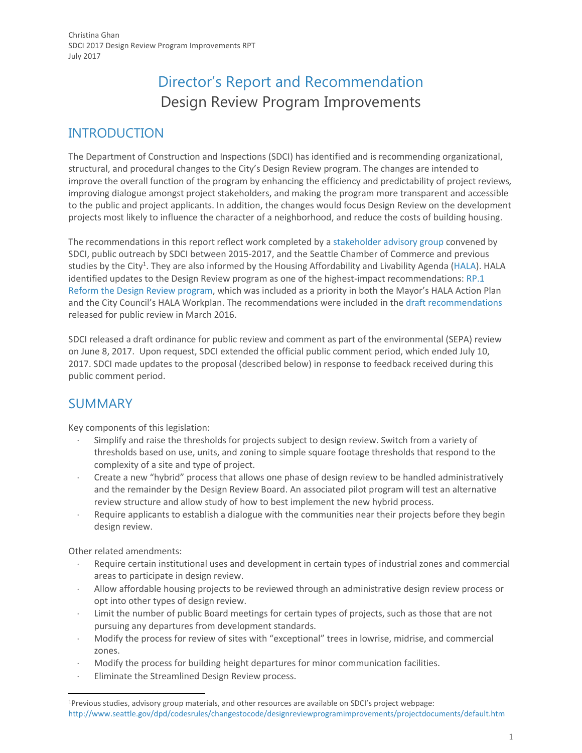Christina Ghan
SDCI 2017 Design Review Program Improvements RPT
July 2017

# Director's Report and Recommendation

## Design Review Program Improvements

## INTRODUCTION

The Department of Construction and Inspections (SDCI) has identified and is recommending organizational, structural, and procedural changes to the City's Design Review program. The changes are intended to improve the overall function of the program by enhancing the efficiency and predictability of project reviews, improving dialogue amongst project stakeholders, and making the program more transparent and accessible to the public and project applicants. In addition, the changes would focus Design Review on the development projects most likely to influence the character of a neighborhood, and reduce the costs of building housing.

The recommendations in this report reflect work completed by a stakeholder advisory group convened by SDCI, public outreach by SDCI between 2015-2017, and the Seattle Chamber of Commerce and previous studies by the City[1]. They are also informed by the Housing Affordability and Livability Agenda (HALA). HALA identified updates to the Design Review program as one of the highest-impact recommendations: RP.1 Reform the Design Review program, which was included as a priority in both the Mayor's HALA Action Plan and the City Council's HALA Workplan. The recommendations were included in the draft recommendations released for public review in March 2016.

SDCI released a draft ordinance for public review and comment as part of the environmental (SEPA) review on June 8, 2017. Upon request, SDCI extended the official public comment period, which ended July 10, 2017. SDCI made updates to the proposal (described below) in response to feedback received during this public comment period.

## SUMMARY

Key components of this legislation:

- Simplify and raise the thresholds for projects subject to design review. Switch from a variety of thresholds based on use, units, and zoning to simple square footage thresholds that respond to the complexity of a site and type of project.
- Create a new "hybrid" process that allows one phase of design review to be handled administratively and the remainder by the Design Review Board. An associated pilot program will test an alternative review structure and allow study of how to best implement the new hybrid process.
- Require applicants to establish a dialogue with the communities near their projects before they begin design review.

Other related amendments:

- Require certain institutional uses and development in certain types of industrial zones and commercial areas to participate in design review.
- Allow affordable housing projects to be reviewed through an administrative design review process or opt into other types of design review.
- Limit the number of public Board meetings for certain types of projects, such as those that are not pursuing any departures from development standards.
- Modify the process for review of sites with "exceptional" trees in lowrise, midrise, and commercial zones.
- Modify the process for building height departures for minor communication facilities.
- Eliminate the Streamlined Design Review process.

[1] Previous studies, advisory group materials, and other resources are available on SDCI's project webpage: http://www.seattle.gov/dpd/codesrules/changestocode/designreviewprogramimprovements/projectdocuments/default.htm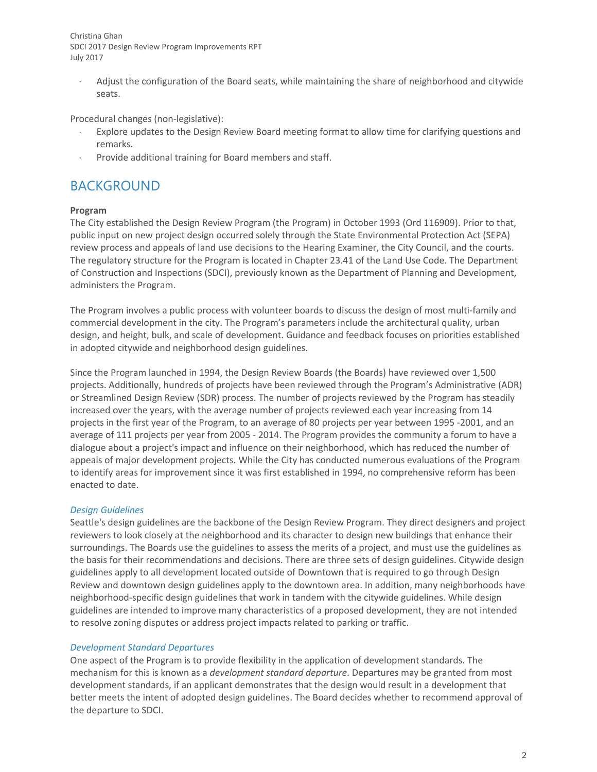- Adjust the configuration of the Board seats, while maintaining the share of neighborhood and citywide seats.

Procedural changes (non-legislative):

- Explore updates to the Design Review Board meeting format to allow time for clarifying questions and remarks.
- Provide additional training for Board members and staff.

# BACKGROUND

**Program**

The City established the Design Review Program (the Program) in October 1993 (Ord 116909). Prior to that, public input on new project design occurred solely through the State Environmental Protection Act (SEPA) review process and appeals of land use decisions to the Hearing Examiner, the City Council, and the courts. The regulatory structure for the Program is located in Chapter 23.41 of the Land Use Code. The Department of Construction and Inspections (SDCI), previously known as the Department of Planning and Development, administers the Program.

The Program involves a public process with volunteer boards to discuss the design of most multi-family and commercial development in the city. The Program's parameters include the architectural quality, urban design, and height, bulk, and scale of development. Guidance and feedback focuses on priorities established in adopted citywide and neighborhood design guidelines.

Since the Program launched in 1994, the Design Review Boards (the Boards) have reviewed over 1,500 projects. Additionally, hundreds of projects have been reviewed through the Program's Administrative (ADR) or Streamlined Design Review (SDR) process. The number of projects reviewed by the Program has steadily increased over the years, with the average number of projects reviewed each year increasing from 14 projects in the first year of the Program, to an average of 80 projects per year between 1995 -2001, and an average of 111 projects per year from 2005 - 2014. The Program provides the community a forum to have a dialogue about a project's impact and influence on their neighborhood, which has reduced the number of appeals of major development projects. While the City has conducted numerous evaluations of the Program to identify areas for improvement since it was first established in 1994, no comprehensive reform has been enacted to date.

*Design Guidelines*

Seattle's design guidelines are the backbone of the Design Review Program. They direct designers and project reviewers to look closely at the neighborhood and its character to design new buildings that enhance their surroundings. The Boards use the guidelines to assess the merits of a project, and must use the guidelines as the basis for their recommendations and decisions. There are three sets of design guidelines. Citywide design guidelines apply to all development located outside of Downtown that is required to go through Design Review and downtown design guidelines apply to the downtown area. In addition, many neighborhoods have neighborhood-specific design guidelines that work in tandem with the citywide guidelines. While design guidelines are intended to improve many characteristics of a proposed development, they are not intended to resolve zoning disputes or address project impacts related to parking or traffic.

*Development Standard Departures*

One aspect of the Program is to provide flexibility in the application of development standards. The mechanism for this is known as a *development standard departure*. Departures may be granted from most development standards, if an applicant demonstrates that the design would result in a development that better meets the intent of adopted design guidelines. The Board decides whether to recommend approval of the departure to SDCI.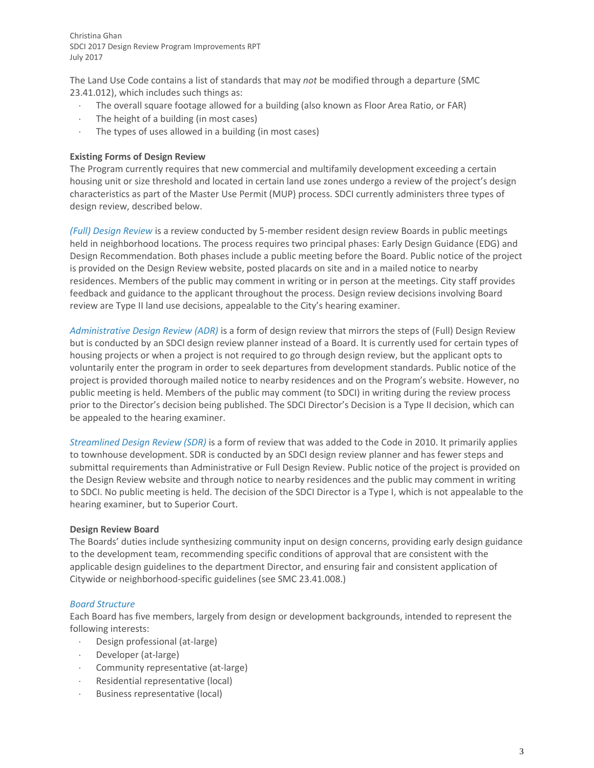The Land Use Code contains a list of standards that may *not* be modified through a departure (SMC 23.41.012), which includes such things as:

- The overall square footage allowed for a building (also known as Floor Area Ratio, or FAR)
- The height of a building (in most cases)
- The types of uses allowed in a building (in most cases)

**Existing Forms of Design Review**

The Program currently requires that new commercial and multifamily development exceeding a certain housing unit or size threshold and located in certain land use zones undergo a review of the project's design characteristics as part of the Master Use Permit (MUP) process. SDCI currently administers three types of design review, described below.

*(Full) Design Review* is a review conducted by 5-member resident design review Boards in public meetings held in neighborhood locations. The process requires two principal phases: Early Design Guidance (EDG) and Design Recommendation. Both phases include a public meeting before the Board. Public notice of the project is provided on the Design Review website, posted placards on site and in a mailed notice to nearby residences. Members of the public may comment in writing or in person at the meetings. City staff provides feedback and guidance to the applicant throughout the process. Design review decisions involving Board review are Type II land use decisions, appealable to the City's hearing examiner.

*Administrative Design Review (ADR)* is a form of design review that mirrors the steps of (Full) Design Review but is conducted by an SDCI design review planner instead of a Board. It is currently used for certain types of housing projects or when a project is not required to go through design review, but the applicant opts to voluntarily enter the program in order to seek departures from development standards. Public notice of the project is provided thorough mailed notice to nearby residences and on the Program's website. However, no public meeting is held. Members of the public may comment (to SDCI) in writing during the review process prior to the Director's decision being published. The SDCI Director's Decision is a Type II decision, which can be appealed to the hearing examiner.

*Streamlined Design Review (SDR)* is a form of review that was added to the Code in 2010. It primarily applies to townhouse development. SDR is conducted by an SDCI design review planner and has fewer steps and submittal requirements than Administrative or Full Design Review. Public notice of the project is provided on the Design Review website and through notice to nearby residences and the public may comment in writing to SDCI. No public meeting is held. The decision of the SDCI Director is a Type I, which is not appealable to the hearing examiner, but to Superior Court.

**Design Review Board**

The Boards' duties include synthesizing community input on design concerns, providing early design guidance to the development team, recommending specific conditions of approval that are consistent with the applicable design guidelines to the department Director, and ensuring fair and consistent application of Citywide or neighborhood-specific guidelines (see SMC 23.41.008.)

*Board Structure*

Each Board has five members, largely from design or development backgrounds, intended to represent the following interests:

- Design professional (at-large)
- Developer (at-large)
- Community representative (at-large)
- Residential representative (local)
- Business representative (local)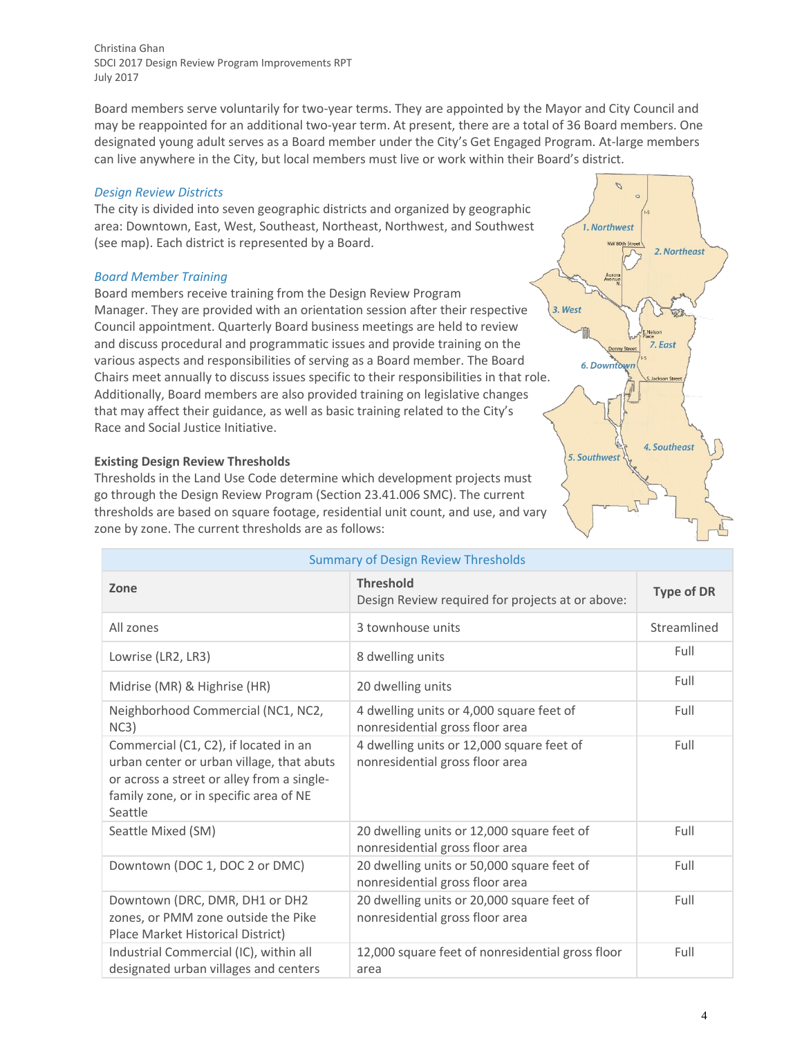Board members serve voluntarily for two-year terms. They are appointed by the Mayor and City Council and may be reappointed for an additional two-year term. At present, there are a total of 36 Board members. One designated young adult serves as a Board member under the City's Get Engaged Program. At-large members can live anywhere in the City, but local members must live or work within their Board's district.

*Design Review Districts*

The city is divided into seven geographic districts and organized by geographic area: Downtown, East, West, Southeast, Northeast, Northwest, and Southwest (see map). Each district is represented by a Board.

*Board Member Training*

Board members receive training from the Design Review Program Manager. They are provided with an orientation session after their respective Council appointment. Quarterly Board business meetings are held to review and discuss procedural and programmatic issues and provide training on the various aspects and responsibilities of serving as a Board member. The Board Chairs meet annually to discuss issues specific to their responsibilities in that role. Additionally, Board members are also provided training on legislative changes that may affect their guidance, as well as basic training related to the City's Race and Social Justice Initiative.

**Existing Design Review Thresholds**

Thresholds in the Land Use Code determine which development projects must go through the Design Review Program (Section 23.41.006 SMC). The current thresholds are based on square footage, residential unit count, and use, and vary zone by zone. The current thresholds are as follows:

| Summary of Design Review Thresholds | | |
|---|---|---|
| **Zone** | **Threshold**<br>Design Review required for projects at or above: | **Type of DR** |
| All zones | 3 townhouse units | Streamlined |
| Lowrise (LR2, LR3) | 8 dwelling units | Full |
| Midrise (MR) & Highrise (HR) | 20 dwelling units | Full |
| Neighborhood Commercial (NC1, NC2, NC3) | 4 dwelling units or 4,000 square feet of nonresidential gross floor area | Full |
| Commercial (C1, C2), if located in an urban center or urban village, that abuts or across a street or alley from a single-family zone, or in specific area of NE Seattle | 4 dwelling units or 12,000 square feet of nonresidential gross floor area | Full |
| Seattle Mixed (SM) | 20 dwelling units or 12,000 square feet of nonresidential gross floor area | Full |
| Downtown (DOC 1, DOC 2 or DMC) | 20 dwelling units or 50,000 square feet of nonresidential gross floor area | Full |
| Downtown (DRC, DMR, DH1 or DH2 zones, or PMM zone outside the Pike Place Market Historical District) | 20 dwelling units or 20,000 square feet of nonresidential gross floor area | Full |
| Industrial Commercial (IC), within all designated urban villages and centers | 12,000 square feet of nonresidential gross floor area | Full |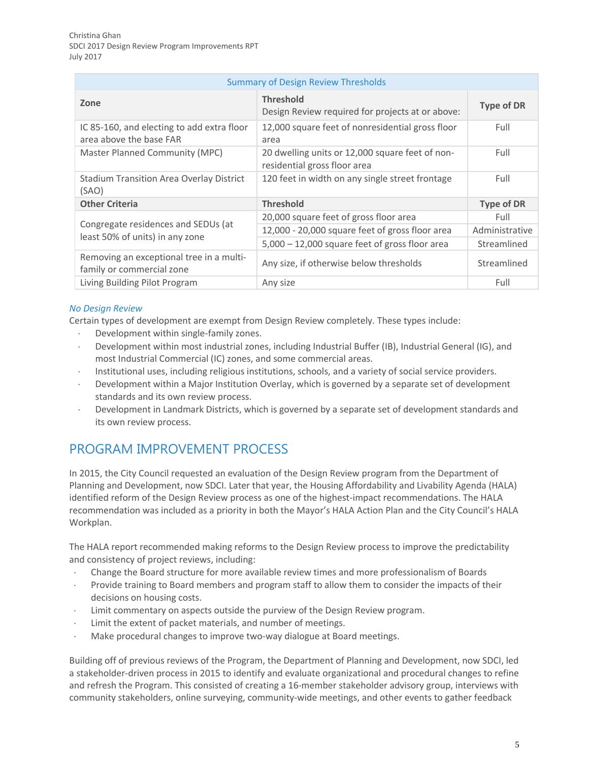| Summary of Design Review Thresholds | | |
|---|---|---|
| **Zone** | **Threshold** Design Review required for projects at or above: | **Type of DR** |
| IC 85-160, and electing to add extra floor area above the base FAR | 12,000 square feet of nonresidential gross floor area | Full |
| Master Planned Community (MPC) | 20 dwelling units or 12,000 square feet of non-residential gross floor area | Full |
| Stadium Transition Area Overlay District (SAO) | 120 feet in width on any single street frontage | Full |
| **Other Criteria** | **Threshold** | **Type of DR** |
| Congregate residences and SEDUs (at least 50% of units) in any zone | 20,000 square feet of gross floor area | Full |
| | 12,000 - 20,000 square feet of gross floor area | Administrative |
| | 5,000 – 12,000 square feet of gross floor area | Streamlined |
| Removing an exceptional tree in a multi-family or commercial zone | Any size, if otherwise below thresholds | Streamlined |
| Living Building Pilot Program | Any size | Full |

*No Design Review*

Certain types of development are exempt from Design Review completely. These types include:

- Development within single-family zones.
- Development within most industrial zones, including Industrial Buffer (IB), Industrial General (IG), and most Industrial Commercial (IC) zones, and some commercial areas.
- Institutional uses, including religious institutions, schools, and a variety of social service providers.
- Development within a Major Institution Overlay, which is governed by a separate set of development standards and its own review process.
- Development in Landmark Districts, which is governed by a separate set of development standards and its own review process.

## PROGRAM IMPROVEMENT PROCESS

In 2015, the City Council requested an evaluation of the Design Review program from the Department of Planning and Development, now SDCI. Later that year, the Housing Affordability and Livability Agenda (HALA) identified reform of the Design Review process as one of the highest-impact recommendations. The HALA recommendation was included as a priority in both the Mayor's HALA Action Plan and the City Council's HALA Workplan.

The HALA report recommended making reforms to the Design Review process to improve the predictability and consistency of project reviews, including:

- Change the Board structure for more available review times and more professionalism of Boards
- Provide training to Board members and program staff to allow them to consider the impacts of their decisions on housing costs.
- Limit commentary on aspects outside the purview of the Design Review program.
- Limit the extent of packet materials, and number of meetings.
- Make procedural changes to improve two-way dialogue at Board meetings.

Building off of previous reviews of the Program, the Department of Planning and Development, now SDCI, led a stakeholder-driven process in 2015 to identify and evaluate organizational and procedural changes to refine and refresh the Program. This consisted of creating a 16-member stakeholder advisory group, interviews with community stakeholders, online surveying, community-wide meetings, and other events to gather feedback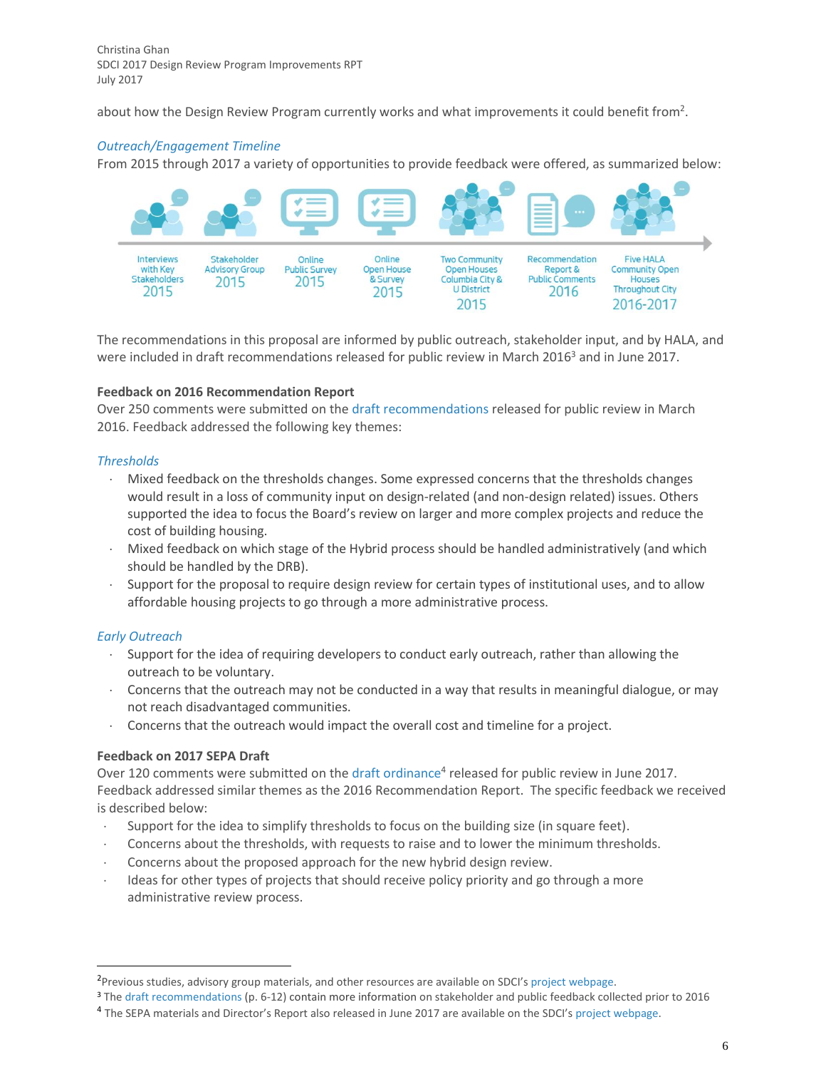about how the Design Review Program currently works and what improvements it could benefit from[2].

### *Outreach/Engagement Timeline*

From 2015 through 2017 a variety of opportunities to provide feedback were offered, as summarized below:

Interviews with Key Stakeholders 2015 | Stakeholder Advisory Group 2015 | Online Public Survey 2015 | Online Open House & Survey 2015 | Two Community Open Houses Columbia City & U District 2015 | Recommendation Report & Public Comments 2016 | Five HALA Community Open Houses Throughout City 2016-2017

The recommendations in this proposal are informed by public outreach, stakeholder input, and by HALA, and were included in draft recommendations released for public review in March 2016[3] and in June 2017.

**Feedback on 2016 Recommendation Report**

Over 250 comments were submitted on the draft recommendations released for public review in March 2016. Feedback addressed the following key themes:

*Thresholds*

- Mixed feedback on the thresholds changes. Some expressed concerns that the thresholds changes would result in a loss of community input on design-related (and non-design related) issues. Others supported the idea to focus the Board's review on larger and more complex projects and reduce the cost of building housing.
- Mixed feedback on which stage of the Hybrid process should be handled administratively (and which should be handled by the DRB).
- Support for the proposal to require design review for certain types of institutional uses, and to allow affordable housing projects to go through a more administrative process.

*Early Outreach*

- Support for the idea of requiring developers to conduct early outreach, rather than allowing the outreach to be voluntary.
- Concerns that the outreach may not be conducted in a way that results in meaningful dialogue, or may not reach disadvantaged communities.
- Concerns that the outreach would impact the overall cost and timeline for a project.

**Feedback on 2017 SEPA Draft**

Over 120 comments were submitted on the draft ordinance[4] released for public review in June 2017. Feedback addressed similar themes as the 2016 Recommendation Report. The specific feedback we received is described below:

- Support for the idea to simplify thresholds to focus on the building size (in square feet).
- Concerns about the thresholds, with requests to raise and to lower the minimum thresholds.
- Concerns about the proposed approach for the new hybrid design review.
- Ideas for other types of projects that should receive policy priority and go through a more administrative review process.

---

[2] Previous studies, advisory group materials, and other resources are available on SDCI's project webpage.

[3] The draft recommendations (p. 6-12) contain more information on stakeholder and public feedback collected prior to 2016

[4] The SEPA materials and Director's Report also released in June 2017 are available on the SDCI's project webpage.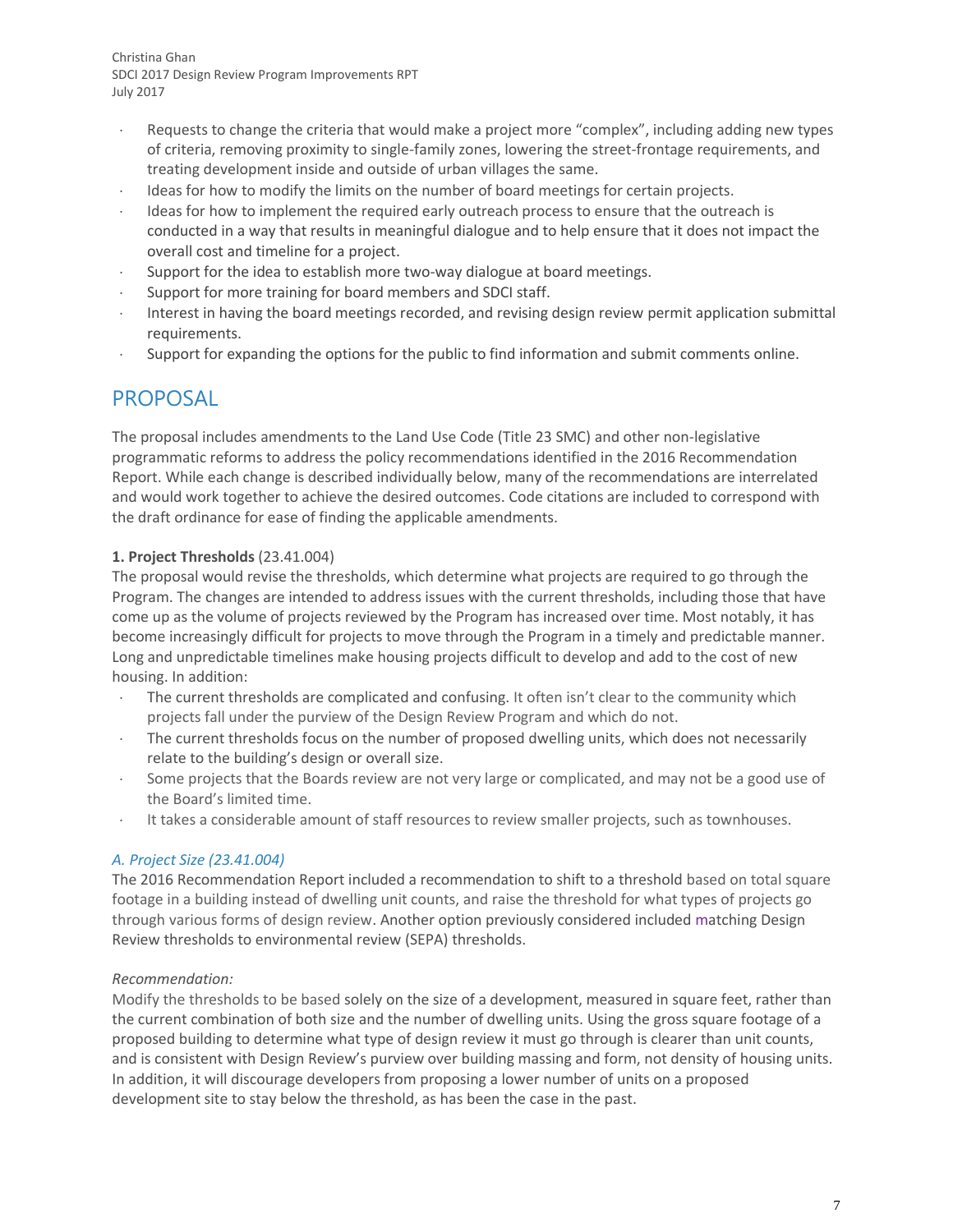- Requests to change the criteria that would make a project more "complex", including adding new types of criteria, removing proximity to single-family zones, lowering the street-frontage requirements, and treating development inside and outside of urban villages the same.
- Ideas for how to modify the limits on the number of board meetings for certain projects.
- Ideas for how to implement the required early outreach process to ensure that the outreach is conducted in a way that results in meaningful dialogue and to help ensure that it does not impact the overall cost and timeline for a project.
- Support for the idea to establish more two-way dialogue at board meetings.
- Support for more training for board members and SDCI staff.
- Interest in having the board meetings recorded, and revising design review permit application submittal requirements.
- Support for expanding the options for the public to find information and submit comments online.

## PROPOSAL

The proposal includes amendments to the Land Use Code (Title 23 SMC) and other non-legislative programmatic reforms to address the policy recommendations identified in the 2016 Recommendation Report. While each change is described individually below, many of the recommendations are interrelated and would work together to achieve the desired outcomes. Code citations are included to correspond with the draft ordinance for ease of finding the applicable amendments.

**1. Project Thresholds** (23.41.004)

The proposal would revise the thresholds, which determine what projects are required to go through the Program. The changes are intended to address issues with the current thresholds, including those that have come up as the volume of projects reviewed by the Program has increased over time. Most notably, it has become increasingly difficult for projects to move through the Program in a timely and predictable manner. Long and unpredictable timelines make housing projects difficult to develop and add to the cost of new housing. In addition:

- The current thresholds are complicated and confusing. It often isn't clear to the community which projects fall under the purview of the Design Review Program and which do not.
- The current thresholds focus on the number of proposed dwelling units, which does not necessarily relate to the building's design or overall size.
- Some projects that the Boards review are not very large or complicated, and may not be a good use of the Board's limited time.
- It takes a considerable amount of staff resources to review smaller projects, such as townhouses.

### *A. Project Size (23.41.004)*

The 2016 Recommendation Report included a recommendation to shift to a threshold based on total square footage in a building instead of dwelling unit counts, and raise the threshold for what types of projects go through various forms of design review. Another option previously considered included matching Design Review thresholds to environmental review (SEPA) thresholds.

*Recommendation:*

Modify the thresholds to be based solely on the size of a development, measured in square feet, rather than the current combination of both size and the number of dwelling units. Using the gross square footage of a proposed building to determine what type of design review it must go through is clearer than unit counts, and is consistent with Design Review's purview over building massing and form, not density of housing units. In addition, it will discourage developers from proposing a lower number of units on a proposed development site to stay below the threshold, as has been the case in the past.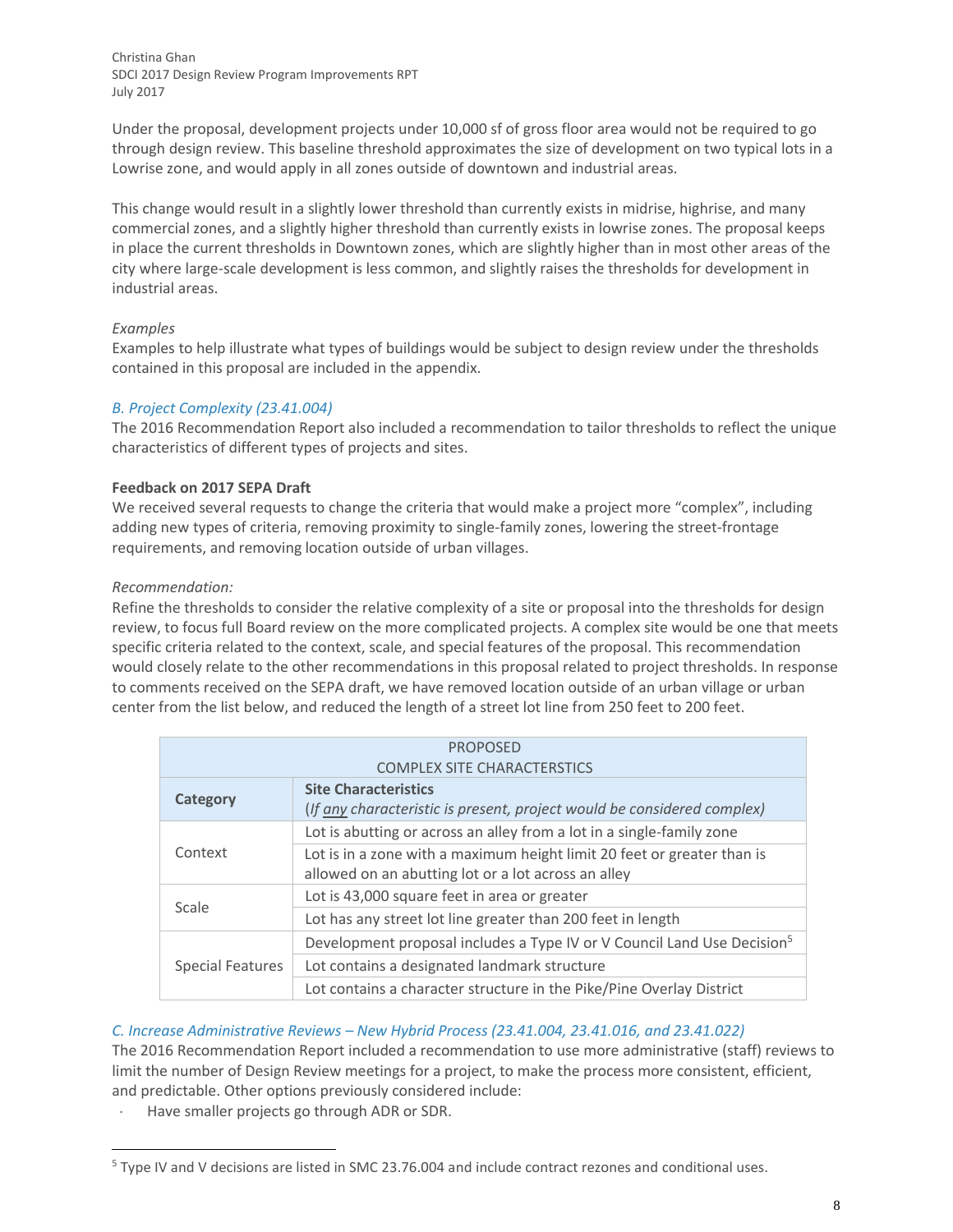Under the proposal, development projects under 10,000 sf of gross floor area would not be required to go through design review. This baseline threshold approximates the size of development on two typical lots in a Lowrise zone, and would apply in all zones outside of downtown and industrial areas.

This change would result in a slightly lower threshold than currently exists in midrise, highrise, and many commercial zones, and a slightly higher threshold than currently exists in lowrise zones. The proposal keeps in place the current thresholds in Downtown zones, which are slightly higher than in most other areas of the city where large-scale development is less common, and slightly raises the thresholds for development in industrial areas.

*Examples*

Examples to help illustrate what types of buildings would be subject to design review under the thresholds contained in this proposal are included in the appendix.

### *B. Project Complexity (23.41.004)*

The 2016 Recommendation Report also included a recommendation to tailor thresholds to reflect the unique characteristics of different types of projects and sites.

**Feedback on 2017 SEPA Draft**

We received several requests to change the criteria that would make a project more "complex", including adding new types of criteria, removing proximity to single-family zones, lowering the street-frontage requirements, and removing location outside of urban villages.

*Recommendation:*

Refine the thresholds to consider the relative complexity of a site or proposal into the thresholds for design review, to focus full Board review on the more complicated projects. A complex site would be one that meets specific criteria related to the context, scale, and special features of the proposal. This recommendation would closely relate to the other recommendations in this proposal related to project thresholds. In response to comments received on the SEPA draft, we have removed location outside of an urban village or urban center from the list below, and reduced the length of a street lot line from 250 feet to 200 feet.

| PROPOSED COMPLEX SITE CHARACTERSTICS | |
|---|---|
| **Category** | **Site Characteristics** (*If any characteristic is present, project would be considered complex)* |
| Context | Lot is abutting or across an alley from a lot in a single-family zone |
| | Lot is in a zone with a maximum height limit 20 feet or greater than is allowed on an abutting lot or a lot across an alley |
| Scale | Lot is 43,000 square feet in area or greater |
| | Lot has any street lot line greater than 200 feet in length |
| Special Features | Development proposal includes a Type IV or V Council Land Use Decision[5] |
| | Lot contains a designated landmark structure |
| | Lot contains a character structure in the Pike/Pine Overlay District |

### *C. Increase Administrative Reviews – New Hybrid Process (23.41.004, 23.41.016, and 23.41.022)*

The 2016 Recommendation Report included a recommendation to use more administrative (staff) reviews to limit the number of Design Review meetings for a project, to make the process more consistent, efficient, and predictable. Other options previously considered include:

- Have smaller projects go through ADR or SDR.

[5] Type IV and V decisions are listed in SMC 23.76.004 and include contract rezones and conditional uses.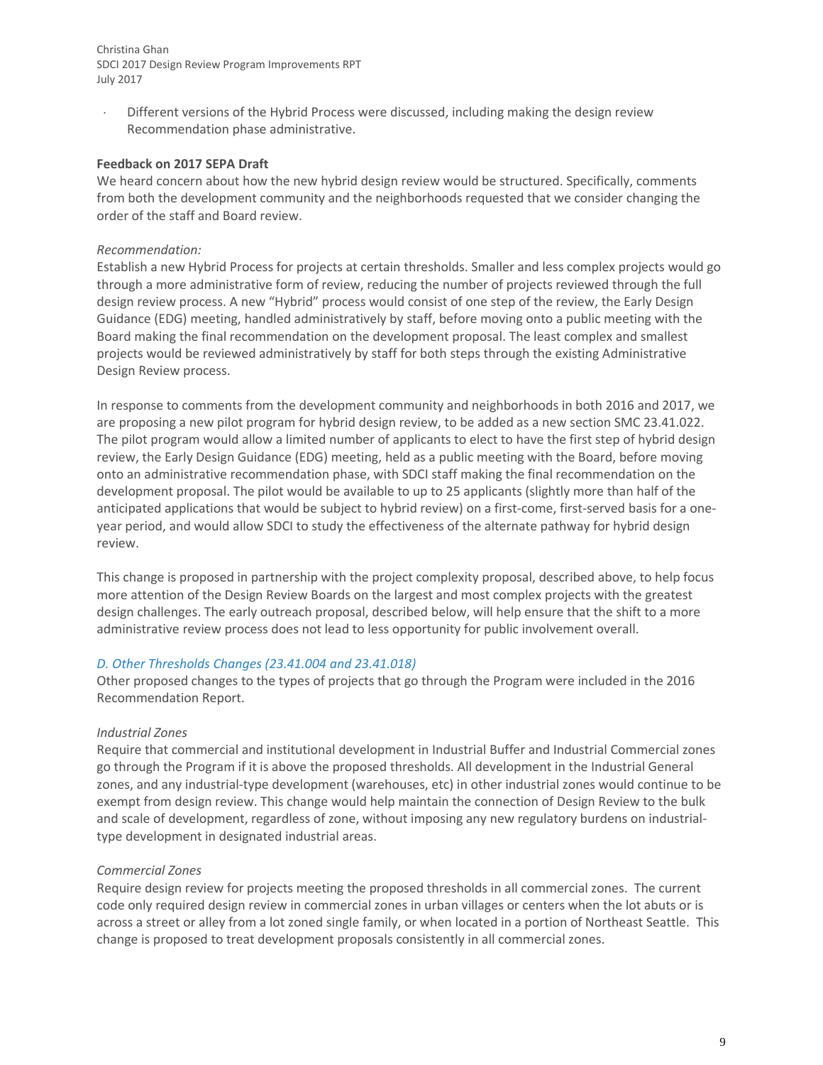- Different versions of the Hybrid Process were discussed, including making the design review Recommendation phase administrative.

**Feedback on 2017 SEPA Draft**

We heard concern about how the new hybrid design review would be structured. Specifically, comments from both the development community and the neighborhoods requested that we consider changing the order of the staff and Board review.

*Recommendation:*

Establish a new Hybrid Process for projects at certain thresholds. Smaller and less complex projects would go through a more administrative form of review, reducing the number of projects reviewed through the full design review process. A new "Hybrid" process would consist of one step of the review, the Early Design Guidance (EDG) meeting, handled administratively by staff, before moving onto a public meeting with the Board making the final recommendation on the development proposal. The least complex and smallest projects would be reviewed administratively by staff for both steps through the existing Administrative Design Review process.

In response to comments from the development community and neighborhoods in both 2016 and 2017, we are proposing a new pilot program for hybrid design review, to be added as a new section SMC 23.41.022. The pilot program would allow a limited number of applicants to elect to have the first step of hybrid design review, the Early Design Guidance (EDG) meeting, held as a public meeting with the Board, before moving onto an administrative recommendation phase, with SDCI staff making the final recommendation on the development proposal. The pilot would be available to up to 25 applicants (slightly more than half of the anticipated applications that would be subject to hybrid review) on a first-come, first-served basis for a one-year period, and would allow SDCI to study the effectiveness of the alternate pathway for hybrid design review.

This change is proposed in partnership with the project complexity proposal, described above, to help focus more attention of the Design Review Boards on the largest and most complex projects with the greatest design challenges. The early outreach proposal, described below, will help ensure that the shift to a more administrative review process does not lead to less opportunity for public involvement overall.

### *D. Other Thresholds Changes (23.41.004 and 23.41.018)*

Other proposed changes to the types of projects that go through the Program were included in the 2016 Recommendation Report.

*Industrial Zones*

Require that commercial and institutional development in Industrial Buffer and Industrial Commercial zones go through the Program if it is above the proposed thresholds. All development in the Industrial General zones, and any industrial-type development (warehouses, etc) in other industrial zones would continue to be exempt from design review. This change would help maintain the connection of Design Review to the bulk and scale of development, regardless of zone, without imposing any new regulatory burdens on industrial-type development in designated industrial areas.

*Commercial Zones*

Require design review for projects meeting the proposed thresholds in all commercial zones. The current code only required design review in commercial zones in urban villages or centers when the lot abuts or is across a street or alley from a lot zoned single family, or when located in a portion of Northeast Seattle. This change is proposed to treat development proposals consistently in all commercial zones.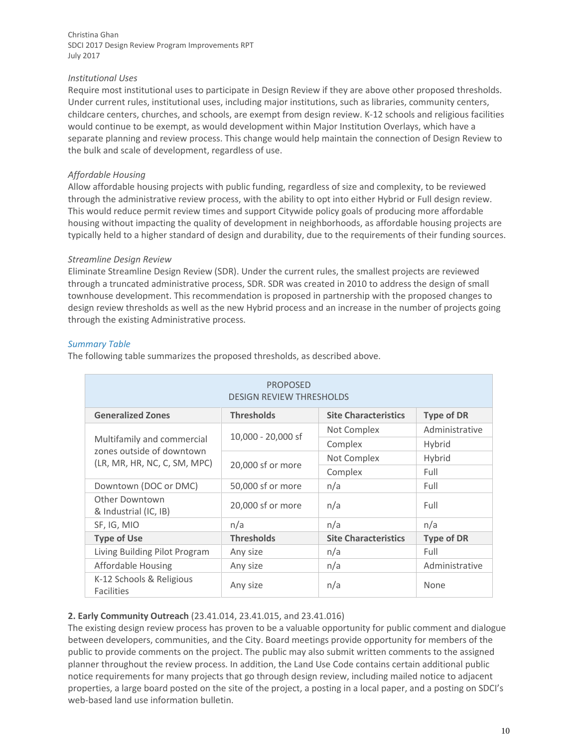*Institutional Uses*

Require most institutional uses to participate in Design Review if they are above other proposed thresholds. Under current rules, institutional uses, including major institutions, such as libraries, community centers, childcare centers, churches, and schools, are exempt from design review. K-12 schools and religious facilities would continue to be exempt, as would development within Major Institution Overlays, which have a separate planning and review process. This change would help maintain the connection of Design Review to the bulk and scale of development, regardless of use.

*Affordable Housing*

Allow affordable housing projects with public funding, regardless of size and complexity, to be reviewed through the administrative review process, with the ability to opt into either Hybrid or Full design review. This would reduce permit review times and support Citywide policy goals of producing more affordable housing without impacting the quality of development in neighborhoods, as affordable housing projects are typically held to a higher standard of design and durability, due to the requirements of their funding sources.

*Streamline Design Review*

Eliminate Streamline Design Review (SDR). Under the current rules, the smallest projects are reviewed through a truncated administrative process, SDR. SDR was created in 2010 to address the design of small townhouse development. This recommendation is proposed in partnership with the proposed changes to design review thresholds as well as the new Hybrid process and an increase in the number of projects going through the existing Administrative process.

*Summary Table*

The following table summarizes the proposed thresholds, as described above.

| PROPOSED DESIGN REVIEW THRESHOLDS | | | |
|---|---|---|---|
| **Generalized Zones** | **Thresholds** | **Site Characteristics** | **Type of DR** |
| Multifamily and commercial zones outside of downtown (LR, MR, HR, NC, C, SM, MPC) | 10,000 - 20,000 sf | Not Complex | Administrative |
| | | Complex | Hybrid |
| | 20,000 sf or more | Not Complex | Hybrid |
| | | Complex | Full |
| Downtown (DOC or DMC) | 50,000 sf or more | n/a | Full |
| Other Downtown & Industrial (IC, IB) | 20,000 sf or more | n/a | Full |
| SF, IG, MIO | n/a | n/a | n/a |
| **Type of Use** | **Thresholds** | **Site Characteristics** | **Type of DR** |
| Living Building Pilot Program | Any size | n/a | Full |
| Affordable Housing | Any size | n/a | Administrative |
| K-12 Schools & Religious Facilities | Any size | n/a | None |

**2. Early Community Outreach** (23.41.014, 23.41.015, and 23.41.016)

The existing design review process has proven to be a valuable opportunity for public comment and dialogue between developers, communities, and the City. Board meetings provide opportunity for members of the public to provide comments on the project. The public may also submit written comments to the assigned planner throughout the review process. In addition, the Land Use Code contains certain additional public notice requirements for many projects that go through design review, including mailed notice to adjacent properties, a large board posted on the site of the project, a posting in a local paper, and a posting on SDCI's web-based land use information bulletin.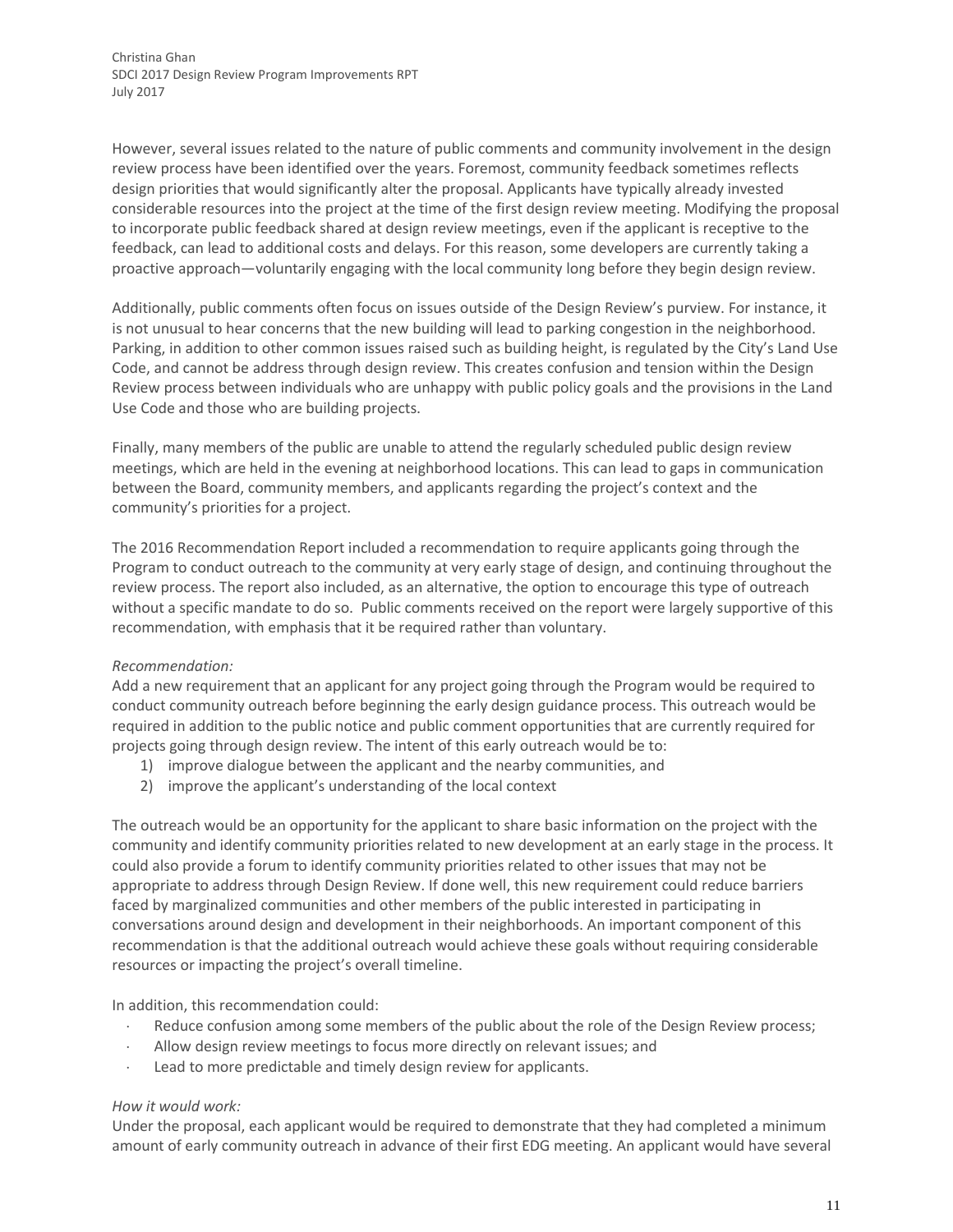However, several issues related to the nature of public comments and community involvement in the design review process have been identified over the years. Foremost, community feedback sometimes reflects design priorities that would significantly alter the proposal. Applicants have typically already invested considerable resources into the project at the time of the first design review meeting. Modifying the proposal to incorporate public feedback shared at design review meetings, even if the applicant is receptive to the feedback, can lead to additional costs and delays. For this reason, some developers are currently taking a proactive approach—voluntarily engaging with the local community long before they begin design review.

Additionally, public comments often focus on issues outside of the Design Review's purview. For instance, it is not unusual to hear concerns that the new building will lead to parking congestion in the neighborhood. Parking, in addition to other common issues raised such as building height, is regulated by the City's Land Use Code, and cannot be address through design review. This creates confusion and tension within the Design Review process between individuals who are unhappy with public policy goals and the provisions in the Land Use Code and those who are building projects.

Finally, many members of the public are unable to attend the regularly scheduled public design review meetings, which are held in the evening at neighborhood locations. This can lead to gaps in communication between the Board, community members, and applicants regarding the project's context and the community's priorities for a project.

The 2016 Recommendation Report included a recommendation to require applicants going through the Program to conduct outreach to the community at very early stage of design, and continuing throughout the review process. The report also included, as an alternative, the option to encourage this type of outreach without a specific mandate to do so. Public comments received on the report were largely supportive of this recommendation, with emphasis that it be required rather than voluntary.

*Recommendation:*
Add a new requirement that an applicant for any project going through the Program would be required to conduct community outreach before beginning the early design guidance process. This outreach would be required in addition to the public notice and public comment opportunities that are currently required for projects going through design review. The intent of this early outreach would be to:

1) improve dialogue between the applicant and the nearby communities, and
2) improve the applicant's understanding of the local context

The outreach would be an opportunity for the applicant to share basic information on the project with the community and identify community priorities related to new development at an early stage in the process. It could also provide a forum to identify community priorities related to other issues that may not be appropriate to address through Design Review. If done well, this new requirement could reduce barriers faced by marginalized communities and other members of the public interested in participating in conversations around design and development in their neighborhoods. An important component of this recommendation is that the additional outreach would achieve these goals without requiring considerable resources or impacting the project's overall timeline.

In addition, this recommendation could:

- Reduce confusion among some members of the public about the role of the Design Review process;
- Allow design review meetings to focus more directly on relevant issues; and
- Lead to more predictable and timely design review for applicants.

*How it would work:*
Under the proposal, each applicant would be required to demonstrate that they had completed a minimum amount of early community outreach in advance of their first EDG meeting. An applicant would have several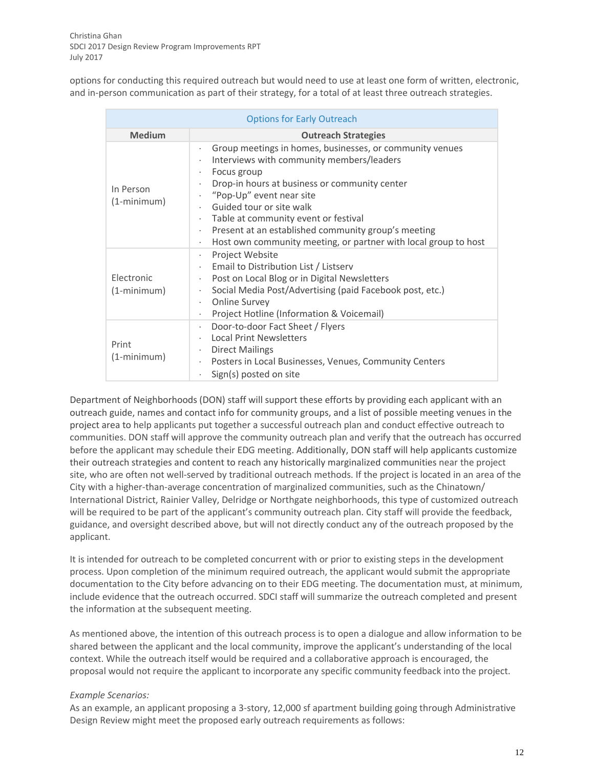options for conducting this required outreach but would need to use at least one form of written, electronic, and in-person communication as part of their strategy, for a total of at least three outreach strategies.

| Options for Early Outreach | |
|---|---|
| **Medium** | **Outreach Strategies** |
| In Person (1-minimum) | · Group meetings in homes, businesses, or community venues<br>· Interviews with community members/leaders<br>· Focus group<br>· Drop-in hours at business or community center<br>· "Pop-Up" event near site<br>· Guided tour or site walk<br>· Table at community event or festival<br>· Present at an established community group's meeting<br>· Host own community meeting, or partner with local group to host |
| Electronic (1-minimum) | · Project Website<br>· Email to Distribution List / Listserv<br>· Post on Local Blog or in Digital Newsletters<br>· Social Media Post/Advertising (paid Facebook post, etc.)<br>· Online Survey<br>· Project Hotline (Information & Voicemail) |
| Print (1-minimum) | · Door-to-door Fact Sheet / Flyers<br>· Local Print Newsletters<br>· Direct Mailings<br>· Posters in Local Businesses, Venues, Community Centers<br>· Sign(s) posted on site |

Department of Neighborhoods (DON) staff will support these efforts by providing each applicant with an outreach guide, names and contact info for community groups, and a list of possible meeting venues in the project area to help applicants put together a successful outreach plan and conduct effective outreach to communities. DON staff will approve the community outreach plan and verify that the outreach has occurred before the applicant may schedule their EDG meeting. Additionally, DON staff will help applicants customize their outreach strategies and content to reach any historically marginalized communities near the project site, who are often not well-served by traditional outreach methods. If the project is located in an area of the City with a higher-than-average concentration of marginalized communities, such as the Chinatown/ International District, Rainier Valley, Delridge or Northgate neighborhoods, this type of customized outreach will be required to be part of the applicant's community outreach plan. City staff will provide the feedback, guidance, and oversight described above, but will not directly conduct any of the outreach proposed by the applicant.

It is intended for outreach to be completed concurrent with or prior to existing steps in the development process. Upon completion of the minimum required outreach, the applicant would submit the appropriate documentation to the City before advancing on to their EDG meeting. The documentation must, at minimum, include evidence that the outreach occurred. SDCI staff will summarize the outreach completed and present the information at the subsequent meeting.

As mentioned above, the intention of this outreach process is to open a dialogue and allow information to be shared between the applicant and the local community, improve the applicant's understanding of the local context. While the outreach itself would be required and a collaborative approach is encouraged, the proposal would not require the applicant to incorporate any specific community feedback into the project.

*Example Scenarios:*

As an example, an applicant proposing a 3-story, 12,000 sf apartment building going through Administrative Design Review might meet the proposed early outreach requirements as follows: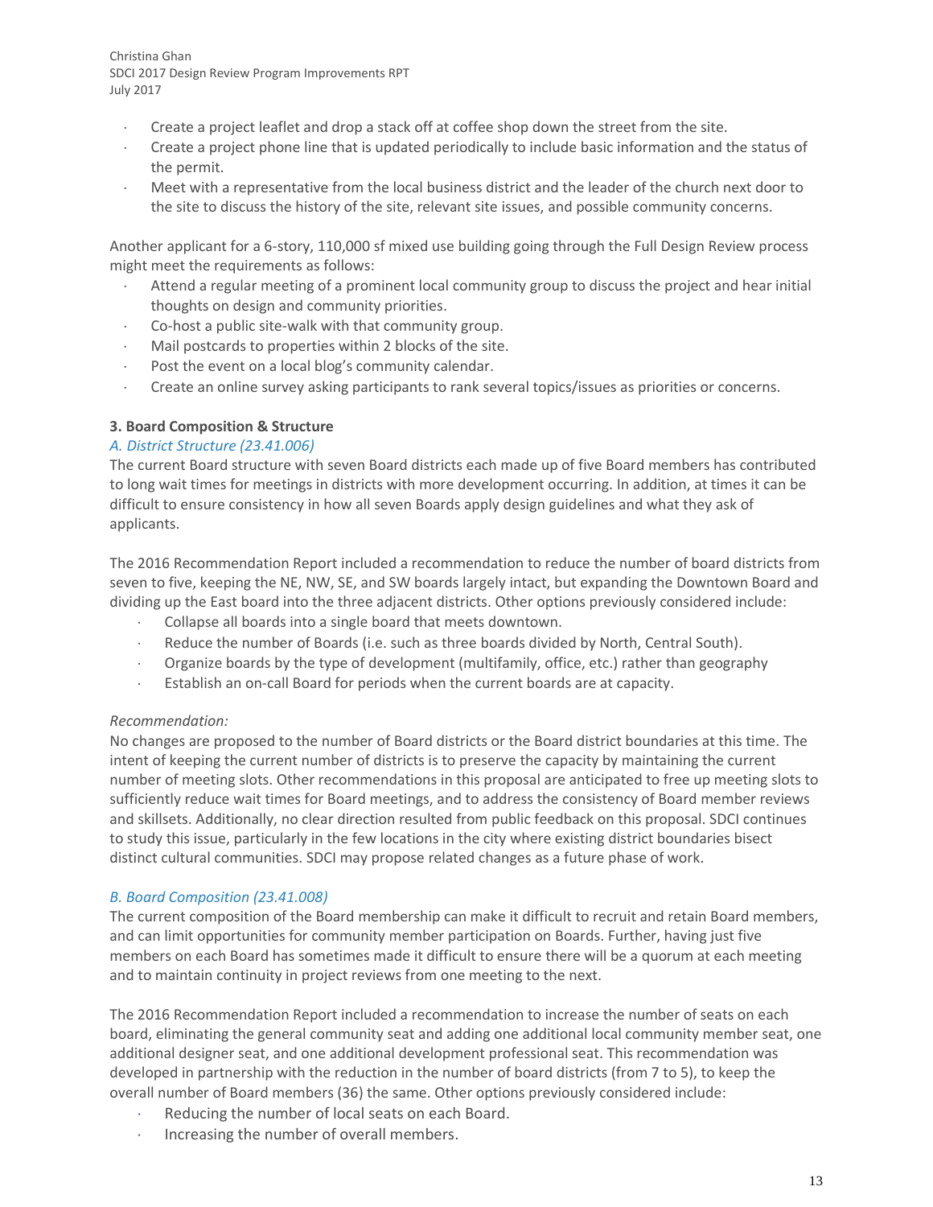- Create a project leaflet and drop a stack off at coffee shop down the street from the site.
- Create a project phone line that is updated periodically to include basic information and the status of the permit.
- Meet with a representative from the local business district and the leader of the church next door to the site to discuss the history of the site, relevant site issues, and possible community concerns.

Another applicant for a 6-story, 110,000 sf mixed use building going through the Full Design Review process might meet the requirements as follows:

- Attend a regular meeting of a prominent local community group to discuss the project and hear initial thoughts on design and community priorities.
- Co-host a public site-walk with that community group.
- Mail postcards to properties within 2 blocks of the site.
- Post the event on a local blog's community calendar.
- Create an online survey asking participants to rank several topics/issues as priorities or concerns.

### 3. Board Composition & Structure

#### *A. District Structure (23.41.006)*

The current Board structure with seven Board districts each made up of five Board members has contributed to long wait times for meetings in districts with more development occurring. In addition, at times it can be difficult to ensure consistency in how all seven Boards apply design guidelines and what they ask of applicants.

The 2016 Recommendation Report included a recommendation to reduce the number of board districts from seven to five, keeping the NE, NW, SE, and SW boards largely intact, but expanding the Downtown Board and dividing up the East board into the three adjacent districts. Other options previously considered include:

- Collapse all boards into a single board that meets downtown.
- Reduce the number of Boards (i.e. such as three boards divided by North, Central South).
- Organize boards by the type of development (multifamily, office, etc.) rather than geography
- Establish an on-call Board for periods when the current boards are at capacity.

*Recommendation:*

No changes are proposed to the number of Board districts or the Board district boundaries at this time. The intent of keeping the current number of districts is to preserve the capacity by maintaining the current number of meeting slots. Other recommendations in this proposal are anticipated to free up meeting slots to sufficiently reduce wait times for Board meetings, and to address the consistency of Board member reviews and skillsets. Additionally, no clear direction resulted from public feedback on this proposal. SDCI continues to study this issue, particularly in the few locations in the city where existing district boundaries bisect distinct cultural communities. SDCI may propose related changes as a future phase of work.

#### *B. Board Composition (23.41.008)*

The current composition of the Board membership can make it difficult to recruit and retain Board members, and can limit opportunities for community member participation on Boards. Further, having just five members on each Board has sometimes made it difficult to ensure there will be a quorum at each meeting and to maintain continuity in project reviews from one meeting to the next.

The 2016 Recommendation Report included a recommendation to increase the number of seats on each board, eliminating the general community seat and adding one additional local community member seat, one additional designer seat, and one additional development professional seat. This recommendation was developed in partnership with the reduction in the number of board districts (from 7 to 5), to keep the overall number of Board members (36) the same. Other options previously considered include:

- Reducing the number of local seats on each Board.
- Increasing the number of overall members.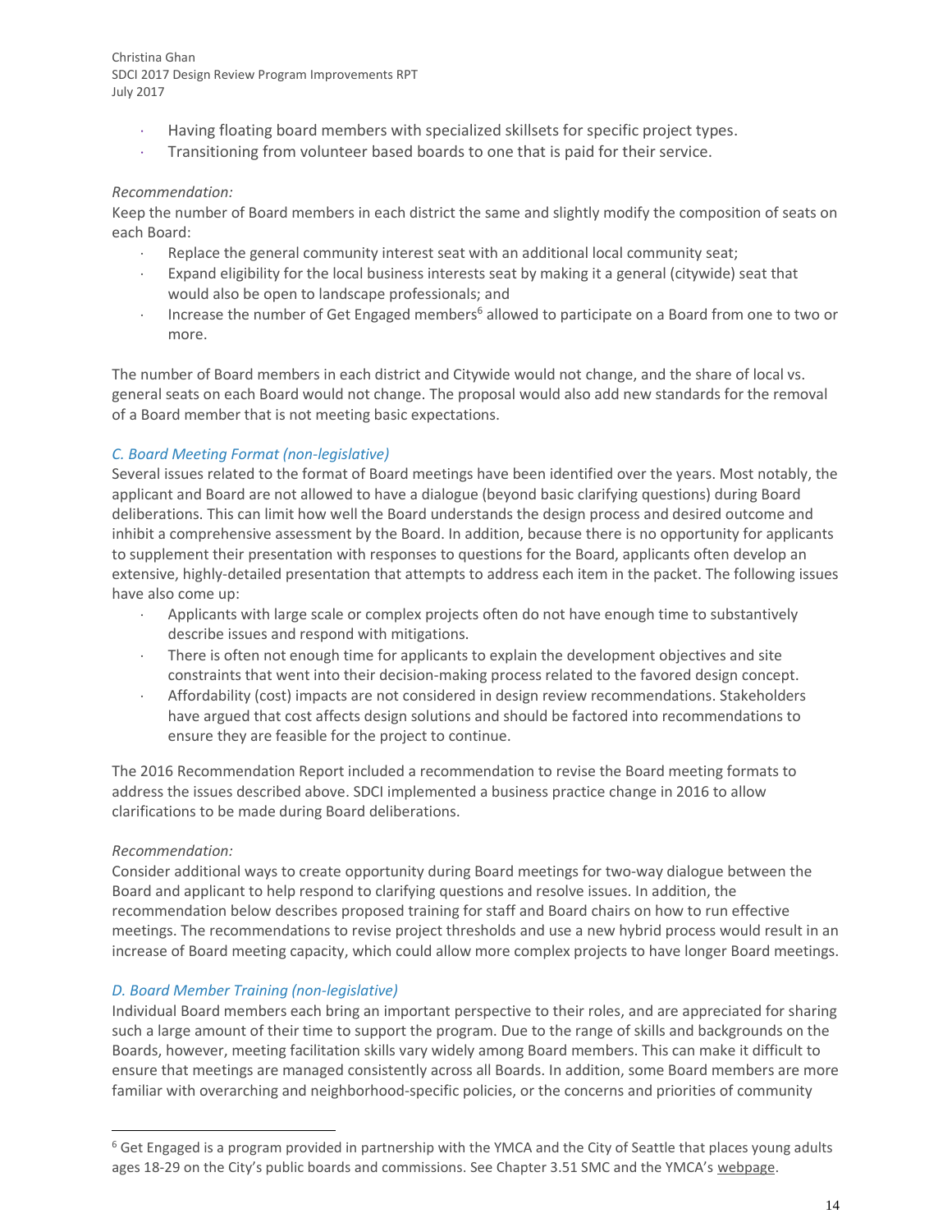- Having floating board members with specialized skillsets for specific project types.
- Transitioning from volunteer based boards to one that is paid for their service.

*Recommendation:*

Keep the number of Board members in each district the same and slightly modify the composition of seats on each Board:

- Replace the general community interest seat with an additional local community seat;
- Expand eligibility for the local business interests seat by making it a general (citywide) seat that would also be open to landscape professionals; and
- Increase the number of Get Engaged members[6] allowed to participate on a Board from one to two or more.

The number of Board members in each district and Citywide would not change, and the share of local vs. general seats on each Board would not change. The proposal would also add new standards for the removal of a Board member that is not meeting basic expectations.

### *C. Board Meeting Format (non-legislative)*

Several issues related to the format of Board meetings have been identified over the years. Most notably, the applicant and Board are not allowed to have a dialogue (beyond basic clarifying questions) during Board deliberations. This can limit how well the Board understands the design process and desired outcome and inhibit a comprehensive assessment by the Board. In addition, because there is no opportunity for applicants to supplement their presentation with responses to questions for the Board, applicants often develop an extensive, highly-detailed presentation that attempts to address each item in the packet. The following issues have also come up:

- Applicants with large scale or complex projects often do not have enough time to substantively describe issues and respond with mitigations.
- There is often not enough time for applicants to explain the development objectives and site constraints that went into their decision-making process related to the favored design concept.
- Affordability (cost) impacts are not considered in design review recommendations. Stakeholders have argued that cost affects design solutions and should be factored into recommendations to ensure they are feasible for the project to continue.

The 2016 Recommendation Report included a recommendation to revise the Board meeting formats to address the issues described above. SDCI implemented a business practice change in 2016 to allow clarifications to be made during Board deliberations.

*Recommendation:*

Consider additional ways to create opportunity during Board meetings for two-way dialogue between the Board and applicant to help respond to clarifying questions and resolve issues. In addition, the recommendation below describes proposed training for staff and Board chairs on how to run effective meetings. The recommendations to revise project thresholds and use a new hybrid process would result in an increase of Board meeting capacity, which could allow more complex projects to have longer Board meetings.

### *D. Board Member Training (non-legislative)*

Individual Board members each bring an important perspective to their roles, and are appreciated for sharing such a large amount of their time to support the program. Due to the range of skills and backgrounds on the Boards, however, meeting facilitation skills vary widely among Board members. This can make it difficult to ensure that meetings are managed consistently across all Boards. In addition, some Board members are more familiar with overarching and neighborhood-specific policies, or the concerns and priorities of community

---

[6] Get Engaged is a program provided in partnership with the YMCA and the City of Seattle that places young adults ages 18-29 on the City's public boards and commissions. See Chapter 3.51 SMC and the YMCA's webpage.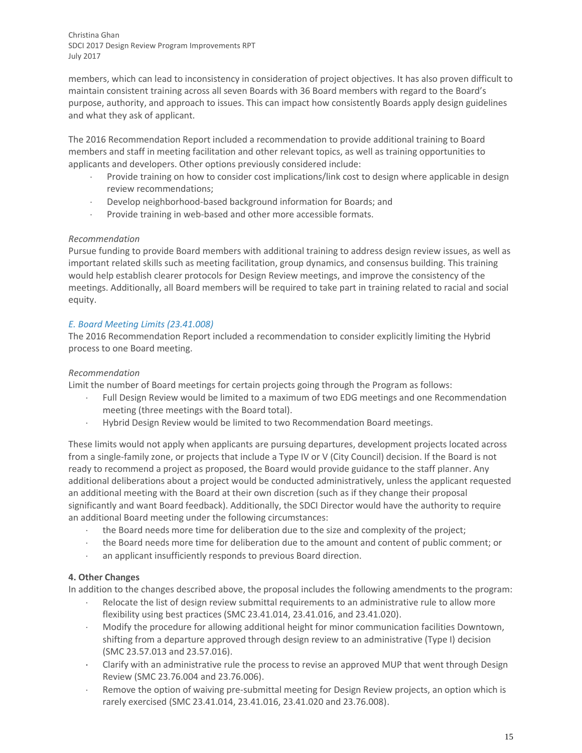members, which can lead to inconsistency in consideration of project objectives. It has also proven difficult to maintain consistent training across all seven Boards with 36 Board members with regard to the Board's purpose, authority, and approach to issues. This can impact how consistently Boards apply design guidelines and what they ask of applicant.

The 2016 Recommendation Report included a recommendation to provide additional training to Board members and staff in meeting facilitation and other relevant topics, as well as training opportunities to applicants and developers. Other options previously considered include:

- Provide training on how to consider cost implications/link cost to design where applicable in design review recommendations;
- Develop neighborhood-based background information for Boards; and
- Provide training in web-based and other more accessible formats.

*Recommendation*

Pursue funding to provide Board members with additional training to address design review issues, as well as important related skills such as meeting facilitation, group dynamics, and consensus building. This training would help establish clearer protocols for Design Review meetings, and improve the consistency of the meetings. Additionally, all Board members will be required to take part in training related to racial and social equity.

### *E. Board Meeting Limits (23.41.008)*

The 2016 Recommendation Report included a recommendation to consider explicitly limiting the Hybrid process to one Board meeting.

*Recommendation*

Limit the number of Board meetings for certain projects going through the Program as follows:

- Full Design Review would be limited to a maximum of two EDG meetings and one Recommendation meeting (three meetings with the Board total).
- Hybrid Design Review would be limited to two Recommendation Board meetings.

These limits would not apply when applicants are pursuing departures, development projects located across from a single-family zone, or projects that include a Type IV or V (City Council) decision. If the Board is not ready to recommend a project as proposed, the Board would provide guidance to the staff planner. Any additional deliberations about a project would be conducted administratively, unless the applicant requested an additional meeting with the Board at their own discretion (such as if they change their proposal significantly and want Board feedback). Additionally, the SDCI Director would have the authority to require an additional Board meeting under the following circumstances:

- the Board needs more time for deliberation due to the size and complexity of the project;
- the Board needs more time for deliberation due to the amount and content of public comment; or
- an applicant insufficiently responds to previous Board direction.

## 4. Other Changes

In addition to the changes described above, the proposal includes the following amendments to the program:

- Relocate the list of design review submittal requirements to an administrative rule to allow more flexibility using best practices (SMC 23.41.014, 23.41.016, and 23.41.020).
- Modify the procedure for allowing additional height for minor communication facilities Downtown, shifting from a departure approved through design review to an administrative (Type I) decision (SMC 23.57.013 and 23.57.016).
- Clarify with an administrative rule the process to revise an approved MUP that went through Design Review (SMC 23.76.004 and 23.76.006).
- Remove the option of waiving pre-submittal meeting for Design Review projects, an option which is rarely exercised (SMC 23.41.014, 23.41.016, 23.41.020 and 23.76.008).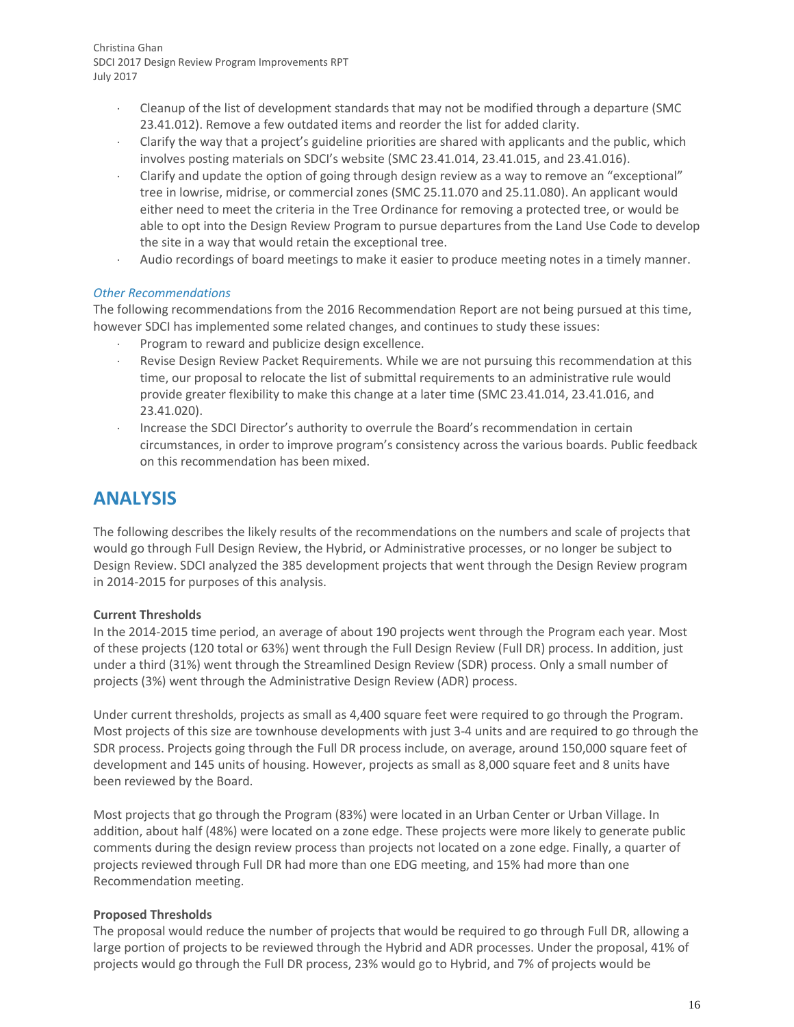- Cleanup of the list of development standards that may not be modified through a departure (SMC 23.41.012). Remove a few outdated items and reorder the list for added clarity.
- Clarify the way that a project's guideline priorities are shared with applicants and the public, which involves posting materials on SDCI's website (SMC 23.41.014, 23.41.015, and 23.41.016).
- Clarify and update the option of going through design review as a way to remove an "exceptional" tree in lowrise, midrise, or commercial zones (SMC 25.11.070 and 25.11.080). An applicant would either need to meet the criteria in the Tree Ordinance for removing a protected tree, or would be able to opt into the Design Review Program to pursue departures from the Land Use Code to develop the site in a way that would retain the exceptional tree.
- Audio recordings of board meetings to make it easier to produce meeting notes in a timely manner.

*Other Recommendations*

The following recommendations from the 2016 Recommendation Report are not being pursued at this time, however SDCI has implemented some related changes, and continues to study these issues:

- Program to reward and publicize design excellence.
- Revise Design Review Packet Requirements. While we are not pursuing this recommendation at this time, our proposal to relocate the list of submittal requirements to an administrative rule would provide greater flexibility to make this change at a later time (SMC 23.41.014, 23.41.016, and 23.41.020).
- Increase the SDCI Director's authority to overrule the Board's recommendation in certain circumstances, in order to improve program's consistency across the various boards. Public feedback on this recommendation has been mixed.

# ANALYSIS

The following describes the likely results of the recommendations on the numbers and scale of projects that would go through Full Design Review, the Hybrid, or Administrative processes, or no longer be subject to Design Review. SDCI analyzed the 385 development projects that went through the Design Review program in 2014-2015 for purposes of this analysis.

**Current Thresholds**

In the 2014-2015 time period, an average of about 190 projects went through the Program each year. Most of these projects (120 total or 63%) went through the Full Design Review (Full DR) process. In addition, just under a third (31%) went through the Streamlined Design Review (SDR) process. Only a small number of projects (3%) went through the Administrative Design Review (ADR) process.

Under current thresholds, projects as small as 4,400 square feet were required to go through the Program. Most projects of this size are townhouse developments with just 3-4 units and are required to go through the SDR process. Projects going through the Full DR process include, on average, around 150,000 square feet of development and 145 units of housing. However, projects as small as 8,000 square feet and 8 units have been reviewed by the Board.

Most projects that go through the Program (83%) were located in an Urban Center or Urban Village. In addition, about half (48%) were located on a zone edge. These projects were more likely to generate public comments during the design review process than projects not located on a zone edge. Finally, a quarter of projects reviewed through Full DR had more than one EDG meeting, and 15% had more than one Recommendation meeting.

**Proposed Thresholds**

The proposal would reduce the number of projects that would be required to go through Full DR, allowing a large portion of projects to be reviewed through the Hybrid and ADR processes. Under the proposal, 41% of projects would go through the Full DR process, 23% would go to Hybrid, and 7% of projects would be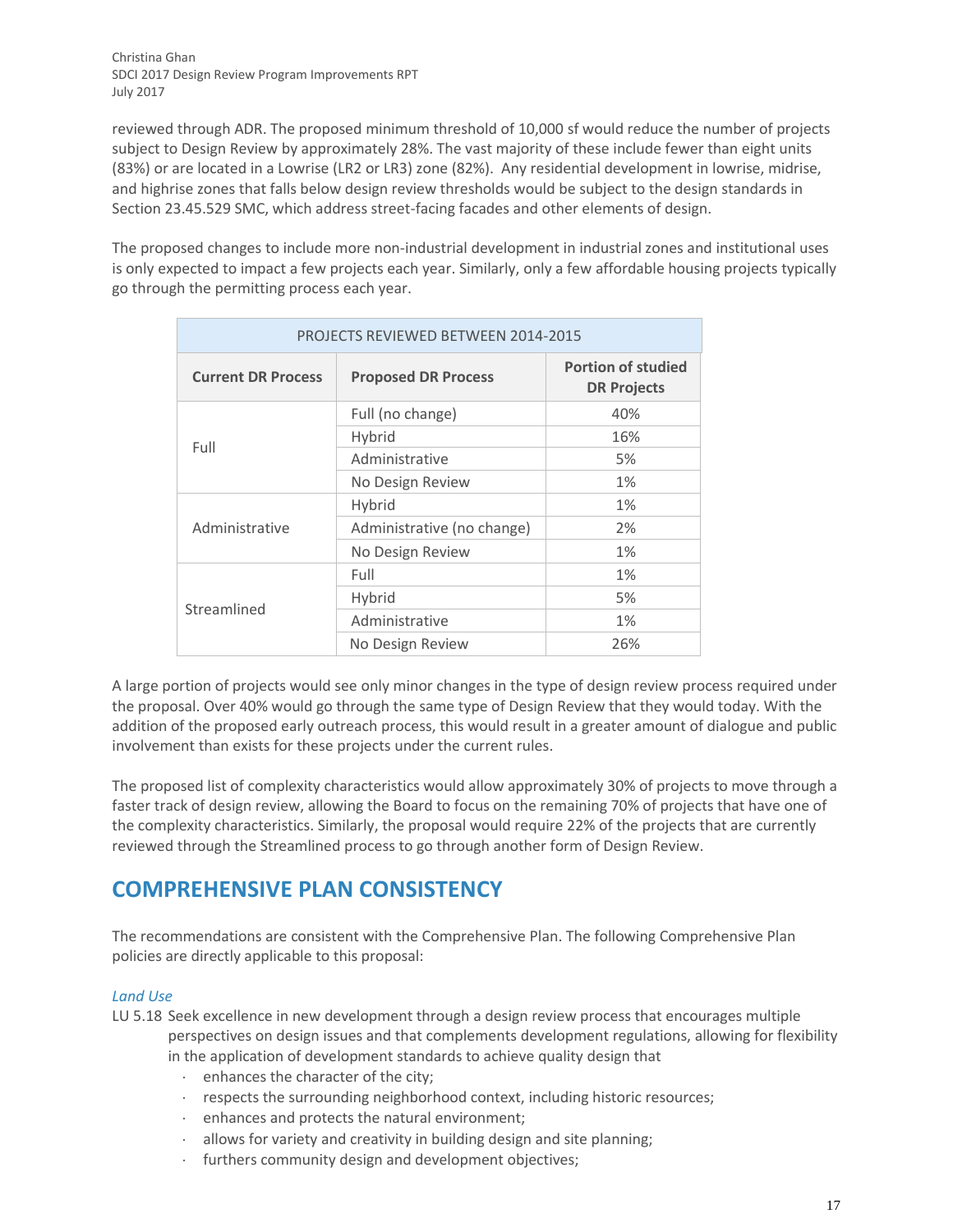reviewed through ADR. The proposed minimum threshold of 10,000 sf would reduce the number of projects subject to Design Review by approximately 28%. The vast majority of these include fewer than eight units (83%) or are located in a Lowrise (LR2 or LR3) zone (82%). Any residential development in lowrise, midrise, and highrise zones that falls below design review thresholds would be subject to the design standards in Section 23.45.529 SMC, which address street-facing facades and other elements of design.

The proposed changes to include more non-industrial development in industrial zones and institutional uses is only expected to impact a few projects each year. Similarly, only a few affordable housing projects typically go through the permitting process each year.

| PROJECTS REVIEWED BETWEEN 2014-2015 | | |
|---|---|---|
| **Current DR Process** | **Proposed DR Process** | **Portion of studied DR Projects** |
| Full | Full (no change) | 40% |
| | Hybrid | 16% |
| | Administrative | 5% |
| | No Design Review | 1% |
| Administrative | Hybrid | 1% |
| | Administrative (no change) | 2% |
| | No Design Review | 1% |
| Streamlined | Full | 1% |
| | Hybrid | 5% |
| | Administrative | 1% |
| | No Design Review | 26% |

A large portion of projects would see only minor changes in the type of design review process required under the proposal. Over 40% would go through the same type of Design Review that they would today. With the addition of the proposed early outreach process, this would result in a greater amount of dialogue and public involvement than exists for these projects under the current rules.

The proposed list of complexity characteristics would allow approximately 30% of projects to move through a faster track of design review, allowing the Board to focus on the remaining 70% of projects that have one of the complexity characteristics. Similarly, the proposal would require 22% of the projects that are currently reviewed through the Streamlined process to go through another form of Design Review.

## COMPREHENSIVE PLAN CONSISTENCY

The recommendations are consistent with the Comprehensive Plan. The following Comprehensive Plan policies are directly applicable to this proposal:

*Land Use*

LU 5.18 Seek excellence in new development through a design review process that encourages multiple perspectives on design issues and that complements development regulations, allowing for flexibility in the application of development standards to achieve quality design that

- enhances the character of the city;
- respects the surrounding neighborhood context, including historic resources;
- enhances and protects the natural environment;
- allows for variety and creativity in building design and site planning;
- furthers community design and development objectives;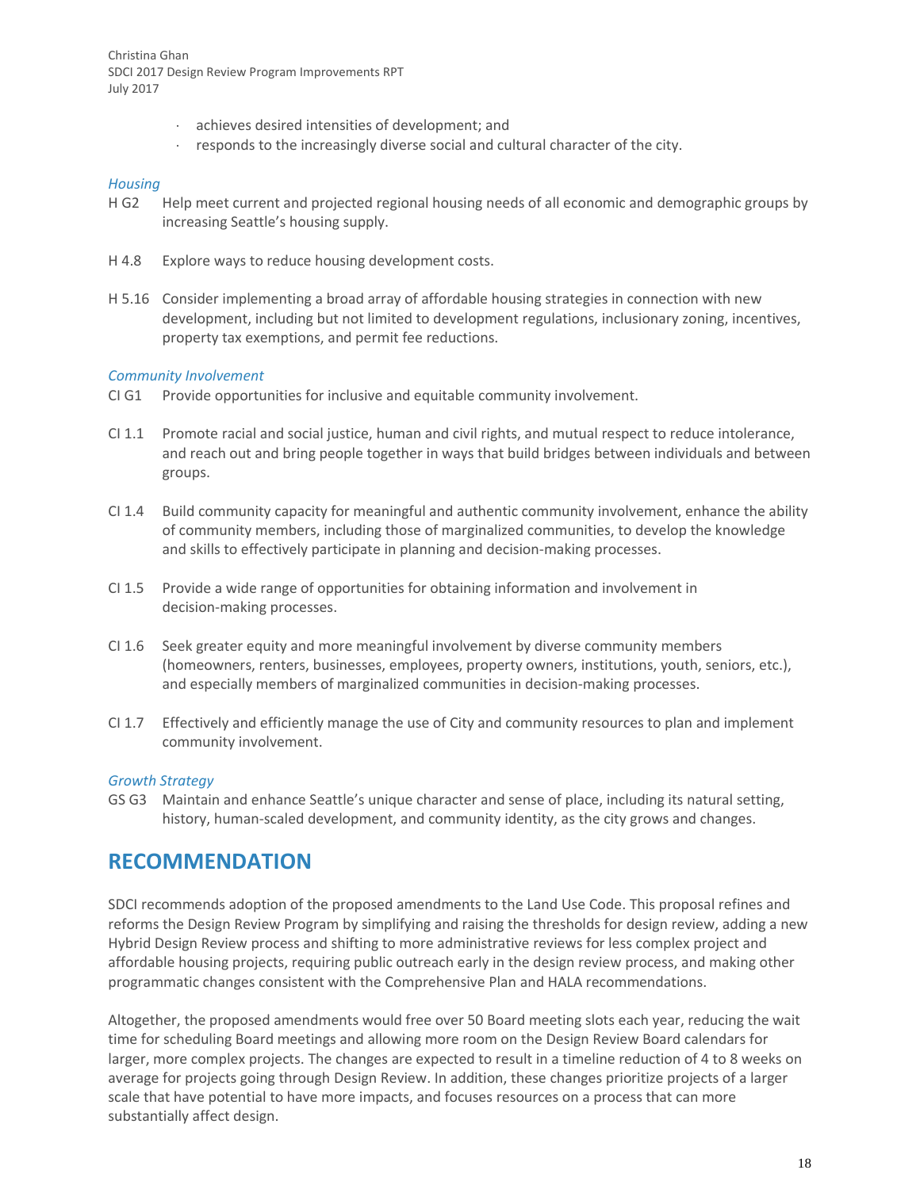- achieves desired intensities of development; and
- responds to the increasingly diverse social and cultural character of the city.

*Housing*

H G2 Help meet current and projected regional housing needs of all economic and demographic groups by increasing Seattle's housing supply.

H 4.8 Explore ways to reduce housing development costs.

H 5.16 Consider implementing a broad array of affordable housing strategies in connection with new development, including but not limited to development regulations, inclusionary zoning, incentives, property tax exemptions, and permit fee reductions.

*Community Involvement*

CI G1 Provide opportunities for inclusive and equitable community involvement.

CI 1.1 Promote racial and social justice, human and civil rights, and mutual respect to reduce intolerance, and reach out and bring people together in ways that build bridges between individuals and between groups.

CI 1.4 Build community capacity for meaningful and authentic community involvement, enhance the ability of community members, including those of marginalized communities, to develop the knowledge and skills to effectively participate in planning and decision-making processes.

CI 1.5 Provide a wide range of opportunities for obtaining information and involvement in decision-making processes.

CI 1.6 Seek greater equity and more meaningful involvement by diverse community members (homeowners, renters, businesses, employees, property owners, institutions, youth, seniors, etc.), and especially members of marginalized communities in decision-making processes.

CI 1.7 Effectively and efficiently manage the use of City and community resources to plan and implement community involvement.

*Growth Strategy*

GS G3 Maintain and enhance Seattle's unique character and sense of place, including its natural setting, history, human-scaled development, and community identity, as the city grows and changes.

# RECOMMENDATION

SDCI recommends adoption of the proposed amendments to the Land Use Code. This proposal refines and reforms the Design Review Program by simplifying and raising the thresholds for design review, adding a new Hybrid Design Review process and shifting to more administrative reviews for less complex project and affordable housing projects, requiring public outreach early in the design review process, and making other programmatic changes consistent with the Comprehensive Plan and HALA recommendations.

Altogether, the proposed amendments would free over 50 Board meeting slots each year, reducing the wait time for scheduling Board meetings and allowing more room on the Design Review Board calendars for larger, more complex projects. The changes are expected to result in a timeline reduction of 4 to 8 weeks on average for projects going through Design Review. In addition, these changes prioritize projects of a larger scale that have potential to have more impacts, and focuses resources on a process that can more substantially affect design.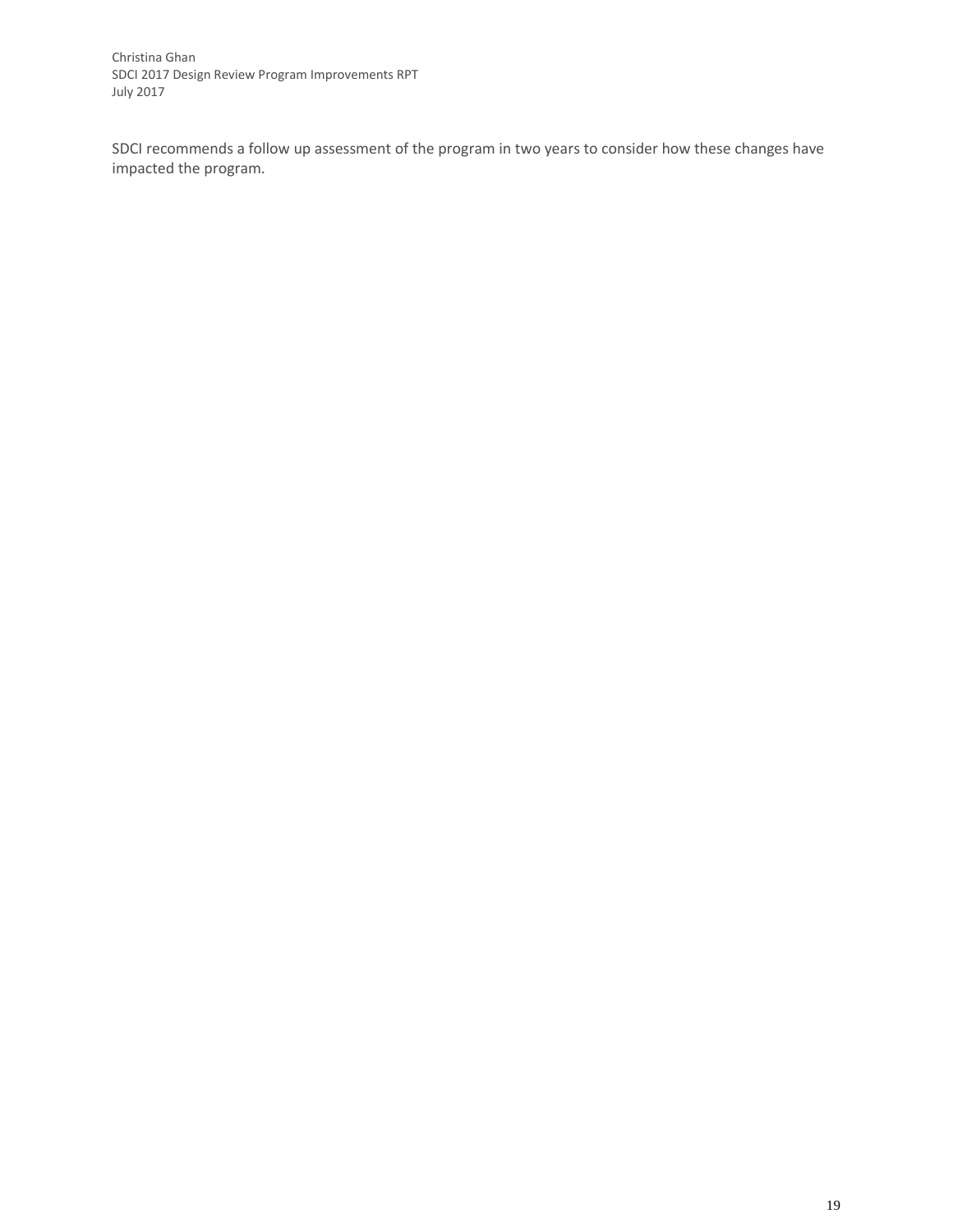SDCI recommends a follow up assessment of the program in two years to consider how these changes have impacted the program.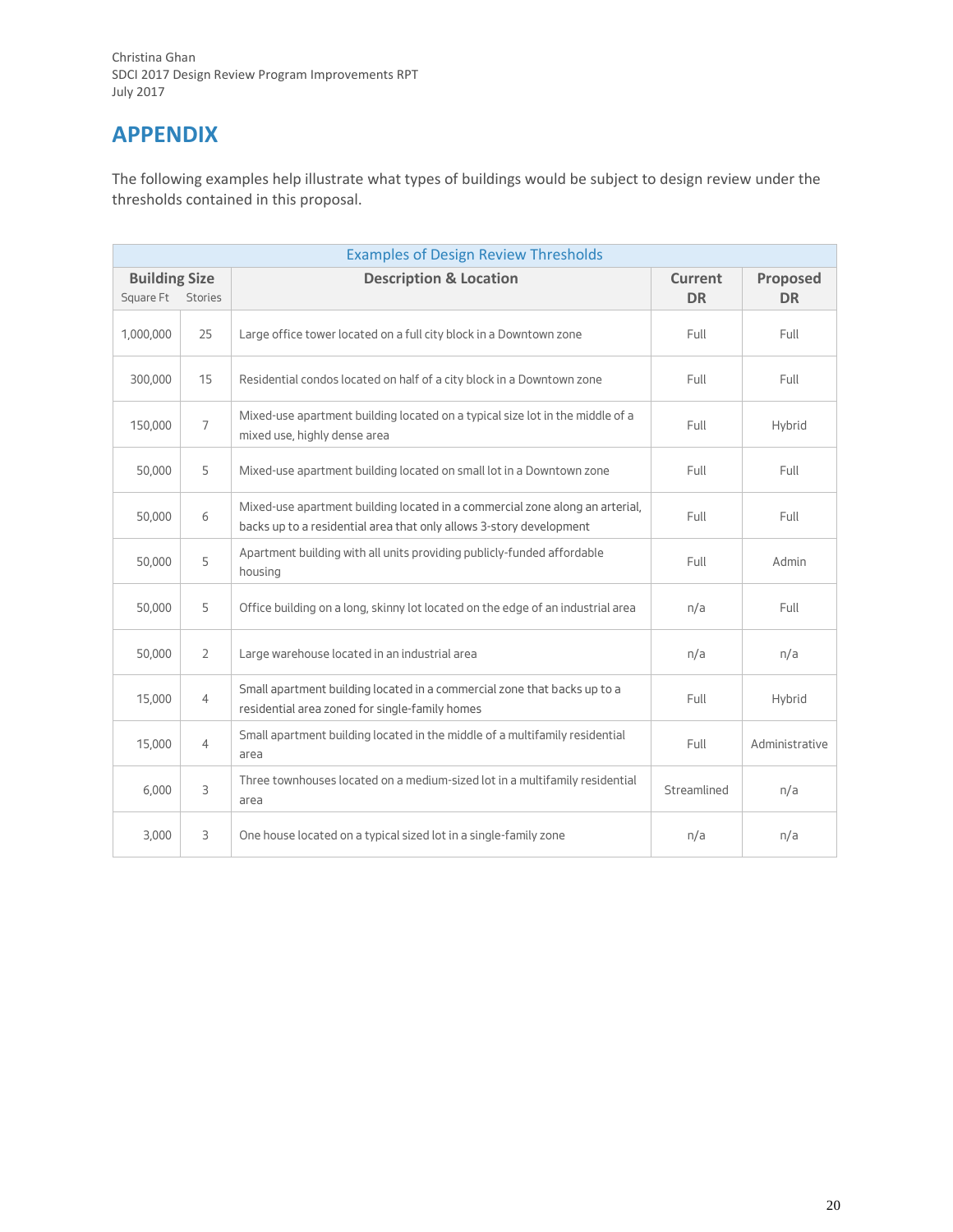# APPENDIX

The following examples help illustrate what types of buildings would be subject to design review under the thresholds contained in this proposal.

| Examples of Design Review Thresholds | | | | |
|---|---|---|---|---|
| Building Size | | Description & Location | Current DR | Proposed DR |
| Square Ft | Stories | | | |
| 1,000,000 | 25 | Large office tower located on a full city block in a Downtown zone | Full | Full |
| 300,000 | 15 | Residential condos located on half of a city block in a Downtown zone | Full | Full |
| 150,000 | 7 | Mixed-use apartment building located on a typical size lot in the middle of a mixed use, highly dense area | Full | Hybrid |
| 50,000 | 5 | Mixed-use apartment building located on small lot in a Downtown zone | Full | Full |
| 50,000 | 6 | Mixed-use apartment building located in a commercial zone along an arterial, backs up to a residential area that only allows 3-story development | Full | Full |
| 50,000 | 5 | Apartment building with all units providing publicly-funded affordable housing | Full | Admin |
| 50,000 | 5 | Office building on a long, skinny lot located on the edge of an industrial area | n/a | Full |
| 50,000 | 2 | Large warehouse located in an industrial area | n/a | n/a |
| 15,000 | 4 | Small apartment building located in a commercial zone that backs up to a residential area zoned for single-family homes | Full | Hybrid |
| 15,000 | 4 | Small apartment building located in the middle of a multifamily residential area | Full | Administrative |
| 6,000 | 3 | Three townhouses located on a medium-sized lot in a multifamily residential area | Streamlined | n/a |
| 3,000 | 3 | One house located on a typical sized lot in a single-family zone | n/a | n/a |